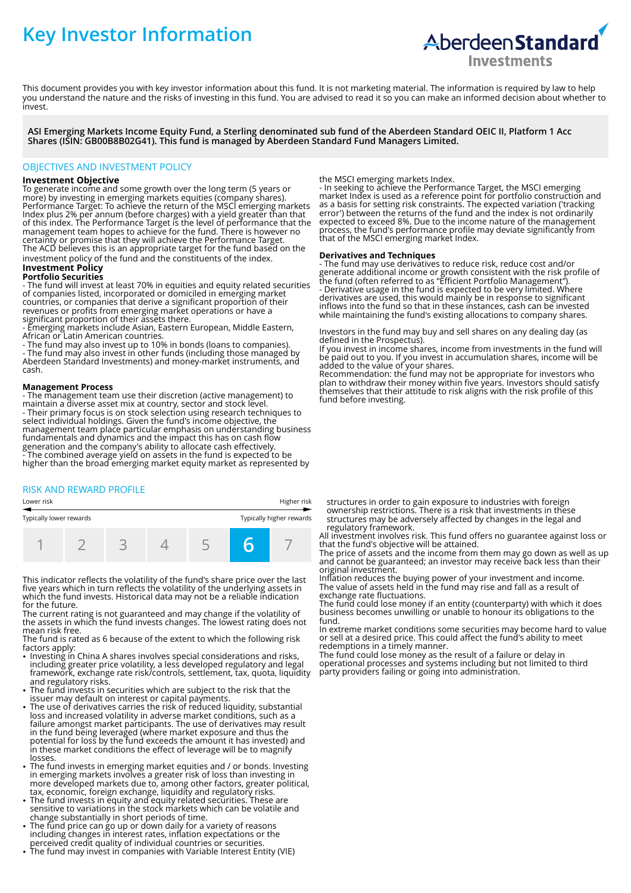# Key Investor Information

Aberdeen Standard Investments

This document provides you with key investor information about this fund. It is not marketing material. The information is required by law to help you understand the nature and the risks of investing in this fund. You are advised to read it so you can make an informed decision about whether to invest.

**ASI Emerging Markets Income Equity Fund, a Sterling denominated sub fund of the Aberdeen Standard OEIC II, Platform 1 Acc Shares (ISIN: GB00B8B02G41). This fund is managed by Aberdeen Standard Fund Managers Limited.**

## OBJECTIVES AND INVESTMENT POLICY

**Investment Objective**

To generate income and some growth over the long term (5 years or more) by investing in emerging markets equities (company shares).

Performance Target: To achieve the return of the MSCI emerging markets Index plus 2% per annum (before charges) with a yield greater than that of this index. The Performance Target is the level of performance that the management team hopes to achieve for the fund. There is however no certainty or promise that they will achieve the Performance Target.

The ACD believes this is an appropriate target for the fund based on the investment policy of the fund and the constituents of the index.

**Investment Policy**

**Portfolio Securities**

- The fund will invest at least 70% in equities and equity related securities of companies listed, incorporated or domiciled in emerging market countries, or companies that derive a significant proportion of their revenues or profits from emerging market operations or have a significant proportion of their assets there.
- Emerging markets include Asian, Eastern European, Middle Eastern, African or Latin American countries.
- The fund may also invest up to 10% in bonds (loans to companies).
- The fund may also invest in other funds (including those managed by Aberdeen Standard Investments) and money-market instruments, and cash.

**Management Process**

- The management team use their discretion (active management) to maintain a diverse asset mix at country, sector and stock level.
- Their primary focus is on stock selection using research techniques to select individual holdings. Given the fund's income objective, the management team place particular emphasis on understanding business fundamentals and dynamics and the impact this has on cash flow generation and the company's ability to allocate cash effectively.
- The combined average yield on assets in the fund is expected to be higher than the broad emerging market equity market as represented by the MSCI emerging markets Index.
- In seeking to achieve the Performance Target, the MSCI emerging market Index is used as a reference point for portfolio construction and as a basis for setting risk constraints. The expected variation ('tracking error') between the returns of the fund and the index is not ordinarily expected to exceed 8%. Due to the income nature of the management process, the fund's performance profile may deviate significantly from that of the MSCI emerging market Index.

**Derivatives and Techniques**

- The fund may use derivatives to reduce risk, reduce cost and/or generate additional income or growth consistent with the risk profile of the fund (often referred to as "Efficient Portfolio Management").
- Derivative usage in the fund is expected to be very limited. Where derivatives are used, this would mainly be in response to significant inflows into the fund so that in these instances, cash can be invested while maintaining the fund's existing allocations to company shares.

Investors in the fund may buy and sell shares on any dealing day (as defined in the Prospectus).

If you invest in income shares, income from investments in the fund will be paid out to you. If you invest in accumulation shares, income will be added to the value of your shares.

Recommendation: the fund may not be appropriate for investors who plan to withdraw their money within five years. Investors should satisfy themselves that their attitude to risk aligns with the risk profile of this fund before investing.

## RISK AND REWARD PROFILE

| Lower risk | | | | | | Higher risk |
|---|---|---|---|---|---|---|
| Typically lower rewards | | | | | | Typically higher rewards |
| 1 | 2 | 3 | 4 | 5 | **6** | 7 |

This indicator reflects the volatility of the fund's share price over the last five years which in turn reflects the volatility of the underlying assets in which the fund invests. Historical data may not be a reliable indication for the future.

The current rating is not guaranteed and may change if the volatility of the assets in which the fund invests changes. The lowest rating does not mean risk free.

The fund is rated as 6 because of the extent to which the following risk factors apply:

- Investing in China A shares involves special considerations and risks, including greater price volatility, a less developed regulatory and legal framework, exchange rate risk/controls, settlement, tax, quota, liquidity and regulatory risks.
- The fund invests in securities which are subject to the risk that the issuer may default on interest or capital payments.
- The use of derivatives carries the risk of reduced liquidity, substantial loss and increased volatility in adverse market conditions, such as a failure amongst market participants. The use of derivatives may result in the fund being leveraged (where market exposure and thus the potential for loss by the fund exceeds the amount it has invested) and in these market conditions the effect of leverage will be to magnify losses.
- The fund invests in emerging market equities and / or bonds. Investing in emerging markets involves a greater risk of loss than investing in more developed markets due to, among other factors, greater political, tax, economic, foreign exchange, liquidity and regulatory risks.
- The fund invests in equity and equity related securities. These are sensitive to variations in the stock markets which can be volatile and change substantially in short periods of time.
- The fund price can go up or down daily for a variety of reasons including changes in interest rates, inflation expectations or the perceived credit quality of individual countries or securities.
- The fund may invest in companies with Variable Interest Entity (VIE) structures in order to gain exposure to industries with foreign ownership restrictions. There is a risk that investments in these structures may be adversely affected by changes in the legal and regulatory framework.

All investment involves risk. This fund offers no guarantee against loss or that the fund's objective will be attained.

The price of assets and the income from them may go down as well as up and cannot be guaranteed; an investor may receive back less than their original investment.

Inflation reduces the buying power of your investment and income.

The value of assets held in the fund may rise and fall as a result of exchange rate fluctuations.

The fund could lose money if an entity (counterparty) with which it does business becomes unwilling or unable to honour its obligations to the fund.

In extreme market conditions some securities may become hard to value or sell at a desired price. This could affect the fund's ability to meet redemptions in a timely manner.

The fund could lose money as the result of a failure or delay in operational processes and systems including but not limited to third party providers failing or going into administration.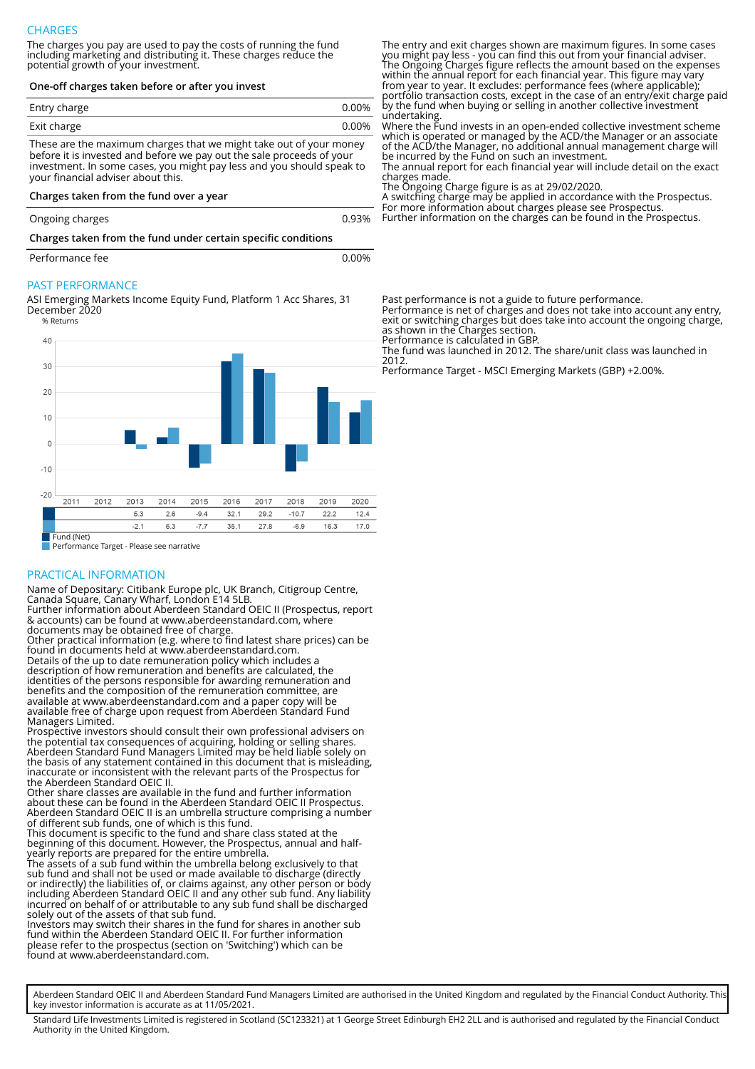## CHARGES

The charges you pay are used to pay the costs of running the fund including marketing and distributing it. These charges reduce the potential growth of your investment.

| One-off charges taken before or after you invest | |
|---|---|
| Entry charge | 0.00% |
| Exit charge | 0.00% |

These are the maximum charges that we might take out of your money before it is invested and before we pay out the sale proceeds of your investment. In some cases, you might pay less and you should speak to your financial adviser about this.

| Charges taken from the fund over a year | |
|---|---|
| Ongoing charges | 0.93% |

| Charges taken from the fund under certain specific conditions | |
|---|---|
| Performance fee | 0.00% |

The entry and exit charges shown are maximum figures. In some cases you might pay less - you can find this out from your financial adviser.
The Ongoing Charges figure reflects the amount based on the expenses within the annual report for each financial year. This figure may vary from year to year. It excludes: performance fees (where applicable); portfolio transaction costs, except in the case of an entry/exit charge paid by the fund when buying or selling in another collective investment undertaking.
Where the Fund invests in an open-ended collective investment scheme which is operated or managed by the ACD/the Manager or an associate of the ACD/the Manager, no additional annual management charge will be incurred by the Fund on such an investment.
The annual report for each financial year will include detail on the exact charges made.
The Ongoing Charge figure is as at 29/02/2020.
A switching charge may be applied in accordance with the Prospectus.
For more information about charges please see Prospectus.
Further information on the charges can be found in the Prospectus.

## PAST PERFORMANCE

ASI Emerging Markets Income Equity Fund, Platform 1 Acc Shares, 31 December 2020

% Returns

40
30
20
10
0
-10
-20

2011 2012 2013 2014 2015 2016 2017 2018 2019 2020

Fund (Net): 5.3 2.6 -9.4 32.1 29.2 -10.7 22.2 12.4

Performance Target - Please see narrative: -2.1 6.3 -7.7 35.1 27.8 -6.9 16.3 17.0

Past performance is not a guide to future performance.
Performance is net of charges and does not take into account any entry, exit or switching charges but does take into account the ongoing charge, as shown in the Charges section.
Performance is calculated in GBP.
The fund was launched in 2012. The share/unit class was launched in 2012.
Performance Target - MSCI Emerging Markets (GBP) +2.00%.

## PRACTICAL INFORMATION

Name of Depositary: Citibank Europe plc, UK Branch, Citigroup Centre, Canada Square, Canary Wharf, London E14 5LB.
Further information about Aberdeen Standard OEIC II (Prospectus, report & accounts) can be found at www.aberdeenstandard.com, where documents may be obtained free of charge.
Other practical information (e.g. where to find latest share prices) can be found in documents held at www.aberdeenstandard.com.
Details of the up to date remuneration policy which includes a description of how remuneration and benefits are calculated, the identities of the persons responsible for awarding remuneration and benefits and the composition of the remuneration committee, are available at www.aberdeenstandard.com and a paper copy will be available free of charge upon request from Aberdeen Standard Fund Managers Limited.
Prospective investors should consult their own professional advisers on the potential tax consequences of acquiring, holding or selling shares.
Aberdeen Standard Fund Managers Limited may be held liable solely on the basis of any statement contained in this document that is misleading, inaccurate or inconsistent with the relevant parts of the Prospectus for the Aberdeen Standard OEIC II.
Other share classes are available in the fund and further information about these can be found in the Aberdeen Standard OEIC II Prospectus.
Aberdeen Standard OEIC II is an umbrella structure comprising a number of different sub funds, one of which is this fund.
This document is specific to the fund and share class stated at the beginning of this document. However, the Prospectus, annual and half-yearly reports are prepared for the entire umbrella.
The assets of a sub fund within the umbrella belong exclusively to that sub fund and shall not be used or made available to discharge (directly or indirectly) the liabilities of, or claims against, any other person or body including Aberdeen Standard OEIC II and any other sub fund. Any liability incurred on behalf of or attributable to any sub fund shall be discharged solely out of the assets of that sub fund.
Investors may switch their shares in the fund for shares in another sub fund within the Aberdeen Standard OEIC II. For further information please refer to the prospectus (section on 'Switching') which can be found at www.aberdeenstandard.com.

Aberdeen Standard OEIC II and Aberdeen Standard Fund Managers Limited are authorised in the United Kingdom and regulated by the Financial Conduct Authority. This key investor information is accurate as at 11/05/2021.

Standard Life Investments Limited is registered in Scotland (SC123321) at 1 George Street Edinburgh EH2 2LL and is authorised and regulated by the Financial Conduct Authority in the United Kingdom.